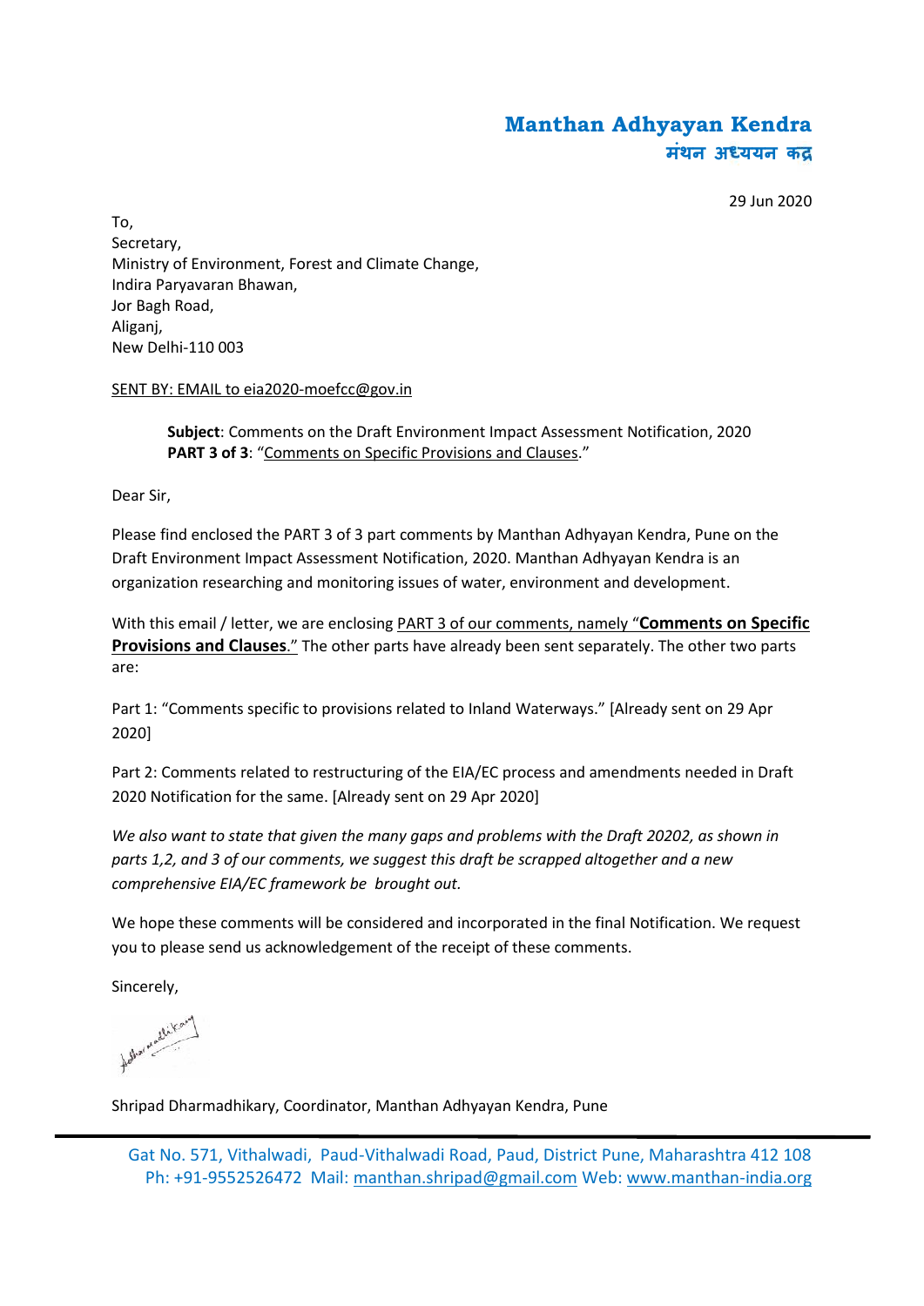**Manthan Adhyayan Kendra**
**मंथन अध्ययन केंद्र**

29 Jun 2020

To,
Secretary,
Ministry of Environment, Forest and Climate Change,
Indira Paryavaran Bhawan,
Jor Bagh Road,
Aliganj,
New Delhi-110 003

SENT BY: EMAIL to eia2020-moefcc@gov.in

**Subject**: Comments on the Draft Environment Impact Assessment Notification, 2020
**PART 3 of 3**: "Comments on Specific Provisions and Clauses."

Dear Sir,

Please find enclosed the PART 3 of 3 part comments by Manthan Adhyayan Kendra, Pune on the Draft Environment Impact Assessment Notification, 2020. Manthan Adhyayan Kendra is an organization researching and monitoring issues of water, environment and development.

With this email / letter, we are enclosing PART 3 of our comments, namely "**Comments on Specific Provisions and Clauses**." The other parts have already been sent separately. The other two parts are:

Part 1: "Comments specific to provisions related to Inland Waterways." [Already sent on 29 Apr 2020]

Part 2: Comments related to restructuring of the EIA/EC process and amendments needed in Draft 2020 Notification for the same. [Already sent on 29 Apr 2020]

*We also want to state that given the many gaps and problems with the Draft 20202, as shown in parts 1,2, and 3 of our comments, we suggest this draft be scrapped altogether and a new comprehensive EIA/EC framework be brought out.*

We hope these comments will be considered and incorporated in the final Notification. We request you to please send us acknowledgement of the receipt of these comments.

Sincerely,

Shripad Dharmadhikary, Coordinator, Manthan Adhyayan Kendra, Pune

Gat No. 571, Vithalwadi, Paud-Vithalwadi Road, Paud, District Pune, Maharashtra 412 108
Ph: +91-9552526472 Mail: manthan.shripad@gmail.com Web: www.manthan-india.org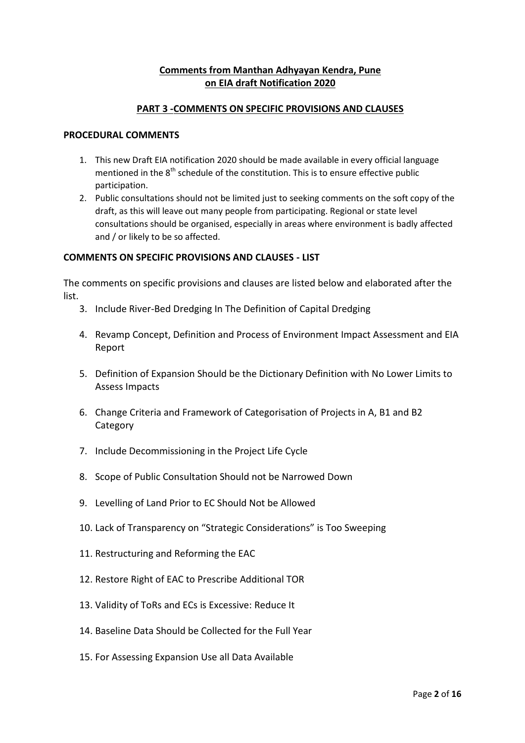**Comments from Manthan Adhyayan Kendra, Pune**
**on EIA draft Notification 2020**

## PART 3 -COMMENTS ON SPECIFIC PROVISIONS AND CLAUSES

### PROCEDURAL COMMENTS

1. This new Draft EIA notification 2020 should be made available in every official language mentioned in the 8th schedule of the constitution. This is to ensure effective public participation.
2. Public consultations should not be limited just to seeking comments on the soft copy of the draft, as this will leave out many people from participating. Regional or state level consultations should be organised, especially in areas where environment is badly affected and / or likely to be so affected.

### COMMENTS ON SPECIFIC PROVISIONS AND CLAUSES - LIST

The comments on specific provisions and clauses are listed below and elaborated after the list.

3. Include River-Bed Dredging In The Definition of Capital Dredging
4. Revamp Concept, Definition and Process of Environment Impact Assessment and EIA Report
5. Definition of Expansion Should be the Dictionary Definition with No Lower Limits to Assess Impacts
6. Change Criteria and Framework of Categorisation of Projects in A, B1 and B2 Category
7. Include Decommissioning in the Project Life Cycle
8. Scope of Public Consultation Should not be Narrowed Down
9. Levelling of Land Prior to EC Should Not be Allowed
10. Lack of Transparency on "Strategic Considerations" is Too Sweeping
11. Restructuring and Reforming the EAC
12. Restore Right of EAC to Prescribe Additional TOR
13. Validity of ToRs and ECs is Excessive: Reduce It
14. Baseline Data Should be Collected for the Full Year
15. For Assessing Expansion Use all Data Available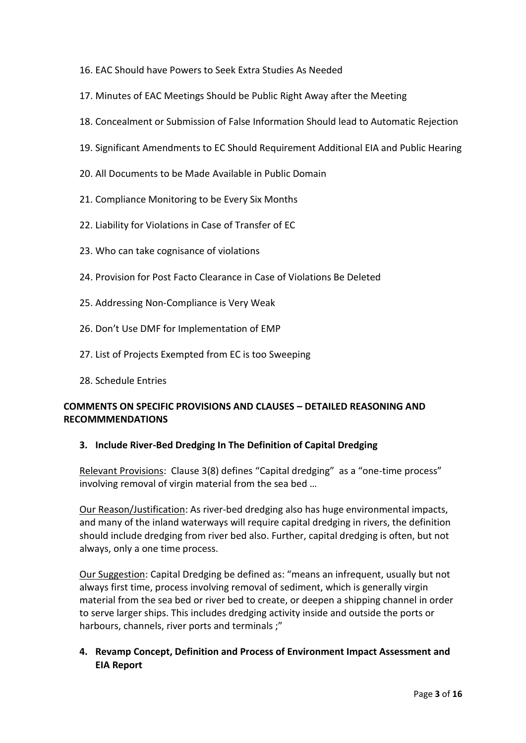16. EAC Should have Powers to Seek Extra Studies As Needed

17. Minutes of EAC Meetings Should be Public Right Away after the Meeting

18. Concealment or Submission of False Information Should lead to Automatic Rejection

19. Significant Amendments to EC Should Requirement Additional EIA and Public Hearing

20. All Documents to be Made Available in Public Domain

21. Compliance Monitoring to be Every Six Months

22. Liability for Violations in Case of Transfer of EC

23. Who can take cognisance of violations

24. Provision for Post Facto Clearance in Case of Violations Be Deleted

25. Addressing Non-Compliance is Very Weak

26. Don't Use DMF for Implementation of EMP

27. List of Projects Exempted from EC is too Sweeping

28. Schedule Entries

## COMMENTS ON SPECIFIC PROVISIONS AND CLAUSES – DETAILED REASONING AND RECOMMMENDATIONS

### 3. Include River-Bed Dredging In The Definition of Capital Dredging

Relevant Provisions: Clause 3(8) defines "Capital dredging" as a "one-time process" involving removal of virgin material from the sea bed …

Our Reason/Justification: As river-bed dredging also has huge environmental impacts, and many of the inland waterways will require capital dredging in rivers, the definition should include dredging from river bed also. Further, capital dredging is often, but not always, only a one time process.

Our Suggestion: Capital Dredging be defined as: "means an infrequent, usually but not always first time, process involving removal of sediment, which is generally virgin material from the sea bed or river bed to create, or deepen a shipping channel in order to serve larger ships. This includes dredging activity inside and outside the ports or harbours, channels, river ports and terminals ;"

### 4. Revamp Concept, Definition and Process of Environment Impact Assessment and EIA Report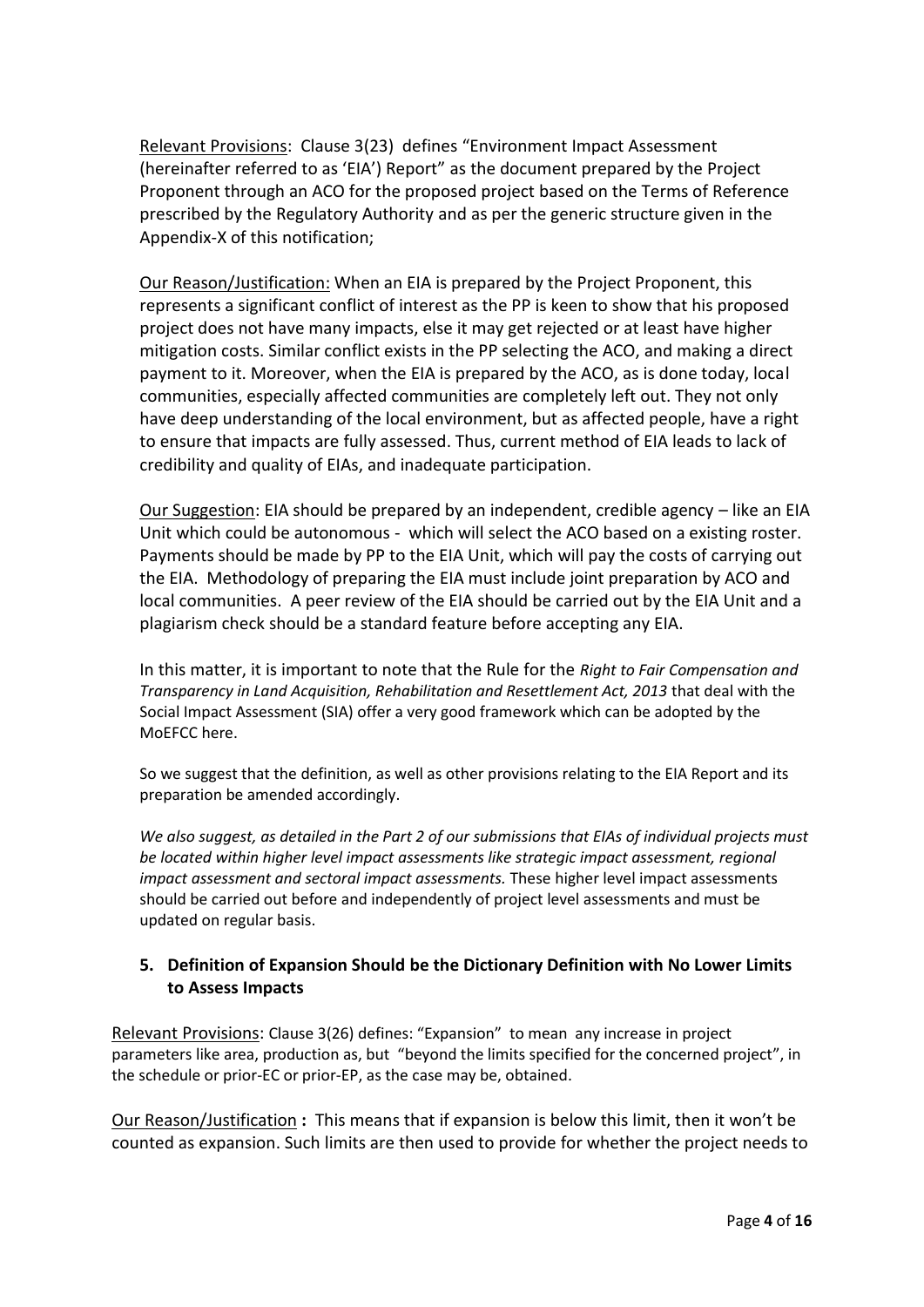Relevant Provisions: Clause 3(23) defines "Environment Impact Assessment (hereinafter referred to as 'EIA') Report" as the document prepared by the Project Proponent through an ACO for the proposed project based on the Terms of Reference prescribed by the Regulatory Authority and as per the generic structure given in the Appendix-X of this notification;

Our Reason/Justification: When an EIA is prepared by the Project Proponent, this represents a significant conflict of interest as the PP is keen to show that his proposed project does not have many impacts, else it may get rejected or at least have higher mitigation costs. Similar conflict exists in the PP selecting the ACO, and making a direct payment to it. Moreover, when the EIA is prepared by the ACO, as is done today, local communities, especially affected communities are completely left out. They not only have deep understanding of the local environment, but as affected people, have a right to ensure that impacts are fully assessed. Thus, current method of EIA leads to lack of credibility and quality of EIAs, and inadequate participation.

Our Suggestion: EIA should be prepared by an independent, credible agency – like an EIA Unit which could be autonomous - which will select the ACO based on a existing roster. Payments should be made by PP to the EIA Unit, which will pay the costs of carrying out the EIA. Methodology of preparing the EIA must include joint preparation by ACO and local communities. A peer review of the EIA should be carried out by the EIA Unit and a plagiarism check should be a standard feature before accepting any EIA.

In this matter, it is important to note that the Rule for the *Right to Fair Compensation and Transparency in Land Acquisition, Rehabilitation and Resettlement Act, 2013* that deal with the Social Impact Assessment (SIA) offer a very good framework which can be adopted by the MoEFCC here.

So we suggest that the definition, as well as other provisions relating to the EIA Report and its preparation be amended accordingly.

*We also suggest, as detailed in the Part 2 of our submissions that EIAs of individual projects must be located within higher level impact assessments like strategic impact assessment, regional impact assessment and sectoral impact assessments.* These higher level impact assessments should be carried out before and independently of project level assessments and must be updated on regular basis.

### 5. Definition of Expansion Should be the Dictionary Definition with No Lower Limits to Assess Impacts

Relevant Provisions: Clause 3(26) defines: "Expansion" to mean any increase in project parameters like area, production as, but "beyond the limits specified for the concerned project", in the schedule or prior-EC or prior-EP, as the case may be, obtained.

Our Reason/Justification **:** This means that if expansion is below this limit, then it won't be counted as expansion. Such limits are then used to provide for whether the project needs to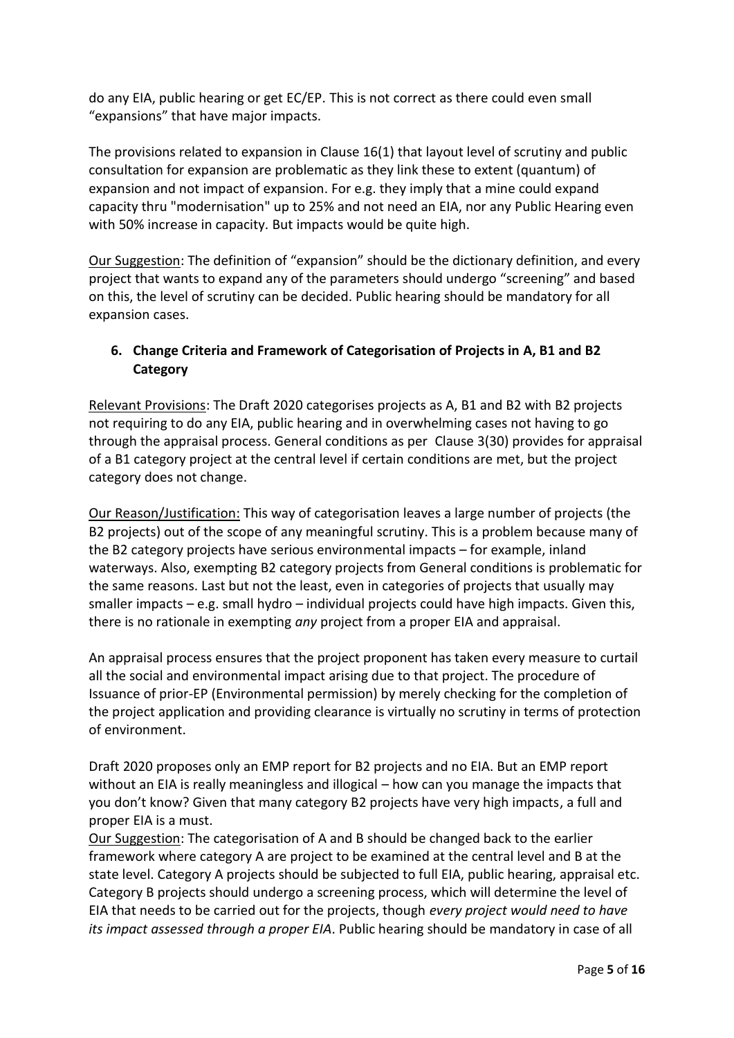do any EIA, public hearing or get EC/EP. This is not correct as there could even small "expansions" that have major impacts.

The provisions related to expansion in Clause 16(1) that layout level of scrutiny and public consultation for expansion are problematic as they link these to extent (quantum) of expansion and not impact of expansion. For e.g. they imply that a mine could expand capacity thru "modernisation" up to 25% and not need an EIA, nor any Public Hearing even with 50% increase in capacity. But impacts would be quite high.

Our Suggestion: The definition of "expansion" should be the dictionary definition, and every project that wants to expand any of the parameters should undergo "screening" and based on this, the level of scrutiny can be decided. Public hearing should be mandatory for all expansion cases.

## 6. Change Criteria and Framework of Categorisation of Projects in A, B1 and B2 Category

Relevant Provisions: The Draft 2020 categorises projects as A, B1 and B2 with B2 projects not requiring to do any EIA, public hearing and in overwhelming cases not having to go through the appraisal process. General conditions as per Clause 3(30) provides for appraisal of a B1 category project at the central level if certain conditions are met, but the project category does not change.

Our Reason/Justification: This way of categorisation leaves a large number of projects (the B2 projects) out of the scope of any meaningful scrutiny. This is a problem because many of the B2 category projects have serious environmental impacts – for example, inland waterways. Also, exempting B2 category projects from General conditions is problematic for the same reasons. Last but not the least, even in categories of projects that usually may smaller impacts – e.g. small hydro – individual projects could have high impacts. Given this, there is no rationale in exempting *any* project from a proper EIA and appraisal.

An appraisal process ensures that the project proponent has taken every measure to curtail all the social and environmental impact arising due to that project. The procedure of Issuance of prior-EP (Environmental permission) by merely checking for the completion of the project application and providing clearance is virtually no scrutiny in terms of protection of environment.

Draft 2020 proposes only an EMP report for B2 projects and no EIA. But an EMP report without an EIA is really meaningless and illogical – how can you manage the impacts that you don't know? Given that many category B2 projects have very high impacts, a full and proper EIA is a must.

Our Suggestion: The categorisation of A and B should be changed back to the earlier framework where category A are project to be examined at the central level and B at the state level. Category A projects should be subjected to full EIA, public hearing, appraisal etc. Category B projects should undergo a screening process, which will determine the level of EIA that needs to be carried out for the projects, though *every project would need to have its impact assessed through a proper EIA*. Public hearing should be mandatory in case of all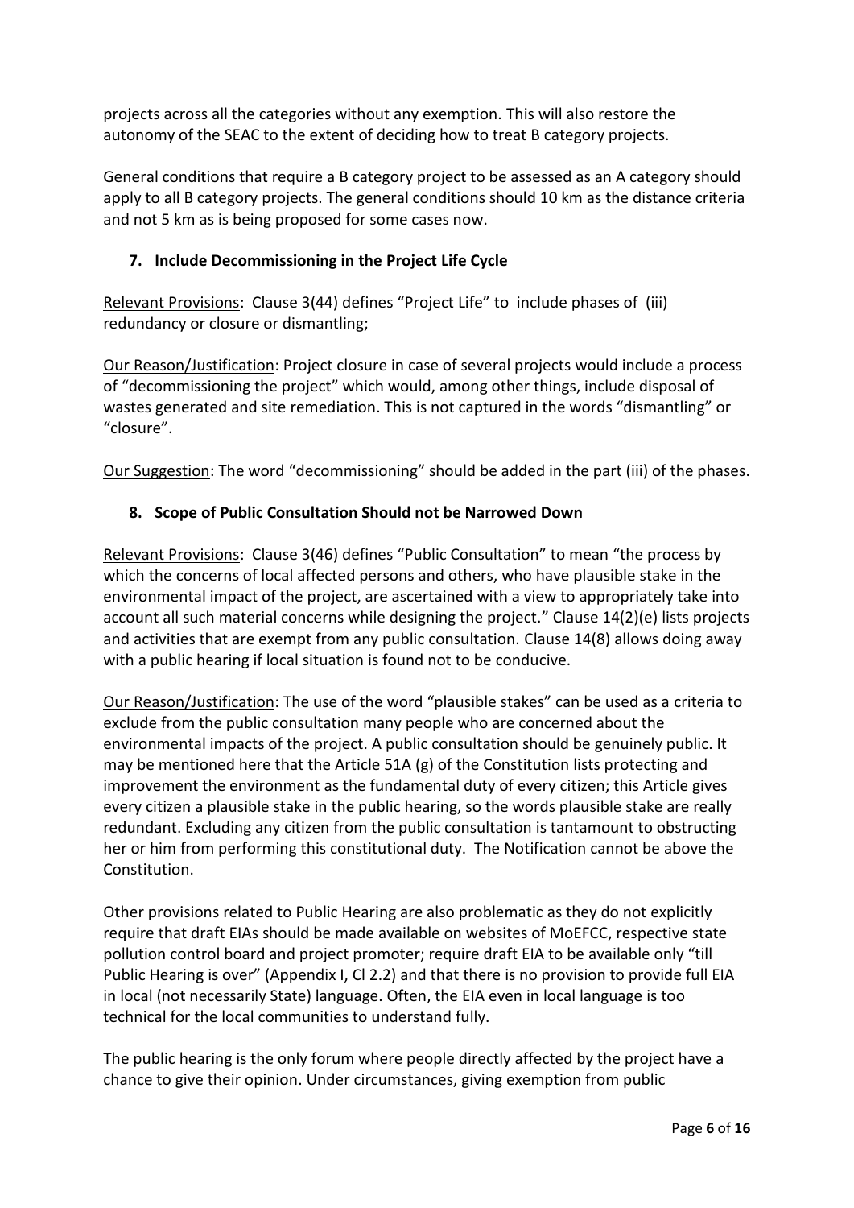projects across all the categories without any exemption. This will also restore the autonomy of the SEAC to the extent of deciding how to treat B category projects.

General conditions that require a B category project to be assessed as an A category should apply to all B category projects. The general conditions should 10 km as the distance criteria and not 5 km as is being proposed for some cases now.

## 7. Include Decommissioning in the Project Life Cycle

Relevant Provisions: Clause 3(44) defines "Project Life" to include phases of (iii) redundancy or closure or dismantling;

Our Reason/Justification: Project closure in case of several projects would include a process of "decommissioning the project" which would, among other things, include disposal of wastes generated and site remediation. This is not captured in the words "dismantling" or "closure".

Our Suggestion: The word "decommissioning" should be added in the part (iii) of the phases.

## 8. Scope of Public Consultation Should not be Narrowed Down

Relevant Provisions: Clause 3(46) defines "Public Consultation" to mean "the process by which the concerns of local affected persons and others, who have plausible stake in the environmental impact of the project, are ascertained with a view to appropriately take into account all such material concerns while designing the project." Clause 14(2)(e) lists projects and activities that are exempt from any public consultation. Clause 14(8) allows doing away with a public hearing if local situation is found not to be conducive.

Our Reason/Justification: The use of the word "plausible stakes" can be used as a criteria to exclude from the public consultation many people who are concerned about the environmental impacts of the project. A public consultation should be genuinely public. It may be mentioned here that the Article 51A (g) of the Constitution lists protecting and improvement the environment as the fundamental duty of every citizen; this Article gives every citizen a plausible stake in the public hearing, so the words plausible stake are really redundant. Excluding any citizen from the public consultation is tantamount to obstructing her or him from performing this constitutional duty. The Notification cannot be above the Constitution.

Other provisions related to Public Hearing are also problematic as they do not explicitly require that draft EIAs should be made available on websites of MoEFCC, respective state pollution control board and project promoter; require draft EIA to be available only "till Public Hearing is over" (Appendix I, Cl 2.2) and that there is no provision to provide full EIA in local (not necessarily State) language. Often, the EIA even in local language is too technical for the local communities to understand fully.

The public hearing is the only forum where people directly affected by the project have a chance to give their opinion. Under circumstances, giving exemption from public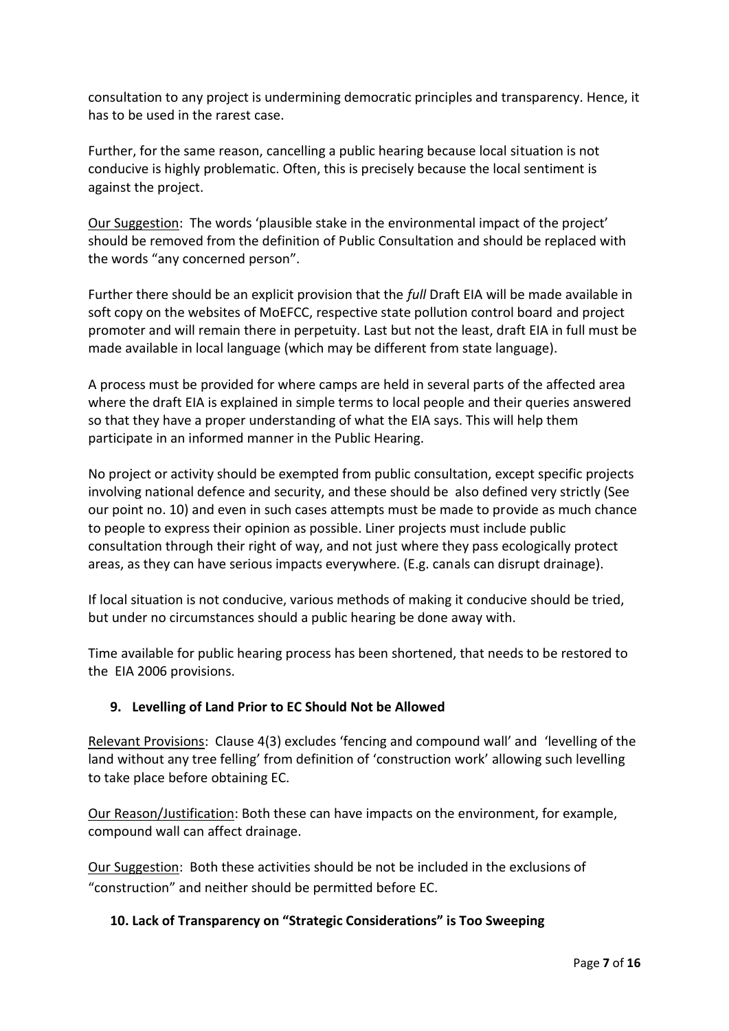consultation to any project is undermining democratic principles and transparency. Hence, it has to be used in the rarest case.

Further, for the same reason, cancelling a public hearing because local situation is not conducive is highly problematic. Often, this is precisely because the local sentiment is against the project.

<u>Our Suggestion</u>: The words 'plausible stake in the environmental impact of the project' should be removed from the definition of Public Consultation and should be replaced with the words "any concerned person".

Further there should be an explicit provision that the *full* Draft EIA will be made available in soft copy on the websites of MoEFCC, respective state pollution control board and project promoter and will remain there in perpetuity. Last but not the least, draft EIA in full must be made available in local language (which may be different from state language).

A process must be provided for where camps are held in several parts of the affected area where the draft EIA is explained in simple terms to local people and their queries answered so that they have a proper understanding of what the EIA says. This will help them participate in an informed manner in the Public Hearing.

No project or activity should be exempted from public consultation, except specific projects involving national defence and security, and these should be also defined very strictly (See our point no. 10) and even in such cases attempts must be made to provide as much chance to people to express their opinion as possible. Liner projects must include public consultation through their right of way, and not just where they pass ecologically protect areas, as they can have serious impacts everywhere. (E.g. canals can disrupt drainage).

If local situation is not conducive, various methods of making it conducive should be tried, but under no circumstances should a public hearing be done away with.

Time available for public hearing process has been shortened, that needs to be restored to the EIA 2006 provisions.

### 9. Levelling of Land Prior to EC Should Not be Allowed

<u>Relevant Provisions</u>: Clause 4(3) excludes 'fencing and compound wall' and 'levelling of the land without any tree felling' from definition of 'construction work' allowing such levelling to take place before obtaining EC.

<u>Our Reason/Justification</u>: Both these can have impacts on the environment, for example, compound wall can affect drainage.

<u>Our Suggestion</u>: Both these activities should be not be included in the exclusions of "construction" and neither should be permitted before EC.

### 10. Lack of Transparency on "Strategic Considerations" is Too Sweeping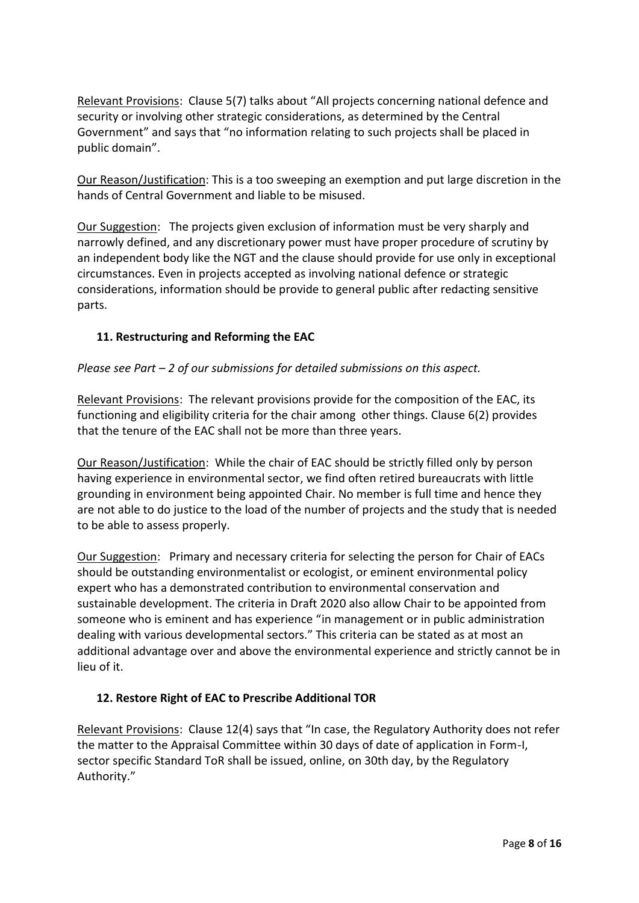Relevant Provisions: Clause 5(7) talks about "All projects concerning national defence and security or involving other strategic considerations, as determined by the Central Government" and says that "no information relating to such projects shall be placed in public domain".

Our Reason/Justification: This is a too sweeping an exemption and put large discretion in the hands of Central Government and liable to be misused.

Our Suggestion: The projects given exclusion of information must be very sharply and narrowly defined, and any discretionary power must have proper procedure of scrutiny by an independent body like the NGT and the clause should provide for use only in exceptional circumstances. Even in projects accepted as involving national defence or strategic considerations, information should be provide to general public after redacting sensitive parts.

### 11. Restructuring and Reforming the EAC

*Please see Part – 2 of our submissions for detailed submissions on this aspect.*

Relevant Provisions: The relevant provisions provide for the composition of the EAC, its functioning and eligibility criteria for the chair among other things. Clause 6(2) provides that the tenure of the EAC shall not be more than three years.

Our Reason/Justification: While the chair of EAC should be strictly filled only by person having experience in environmental sector, we find often retired bureaucrats with little grounding in environment being appointed Chair. No member is full time and hence they are not able to do justice to the load of the number of projects and the study that is needed to be able to assess properly.

Our Suggestion: Primary and necessary criteria for selecting the person for Chair of EACs should be outstanding environmentalist or ecologist, or eminent environmental policy expert who has a demonstrated contribution to environmental conservation and sustainable development. The criteria in Draft 2020 also allow Chair to be appointed from someone who is eminent and has experience "in management or in public administration dealing with various developmental sectors." This criteria can be stated as at most an additional advantage over and above the environmental experience and strictly cannot be in lieu of it.

### 12. Restore Right of EAC to Prescribe Additional TOR

Relevant Provisions: Clause 12(4) says that "In case, the Regulatory Authority does not refer the matter to the Appraisal Committee within 30 days of date of application in Form-I, sector specific Standard ToR shall be issued, online, on 30th day, by the Regulatory Authority."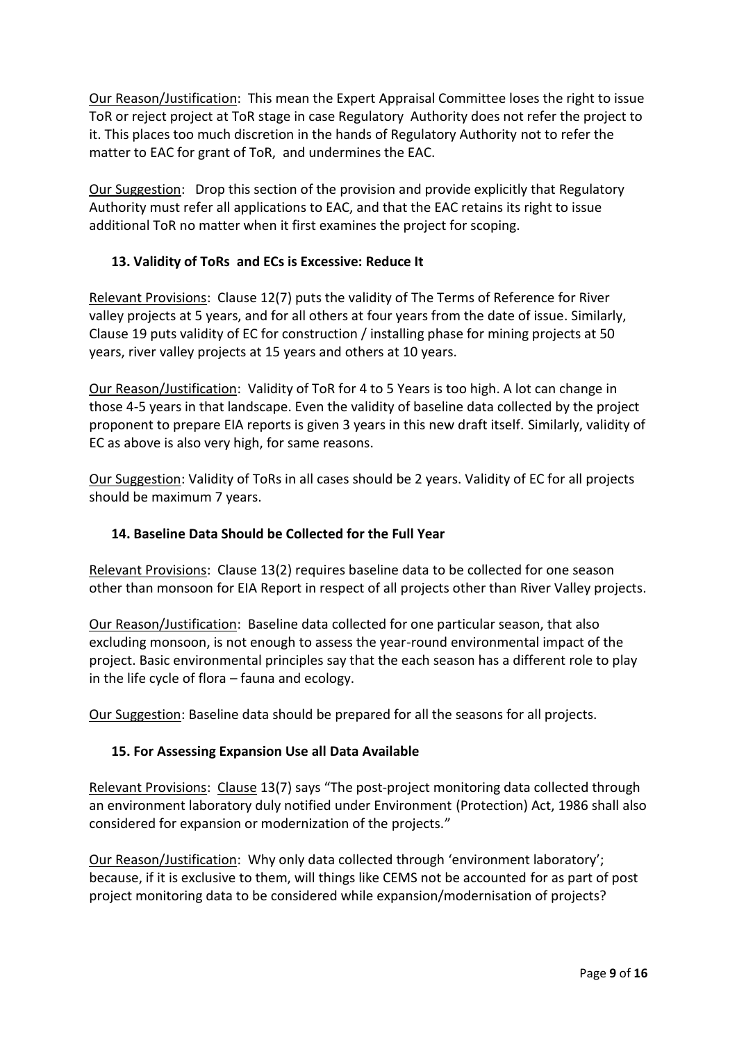Our Reason/Justification: This mean the Expert Appraisal Committee loses the right to issue ToR or reject project at ToR stage in case Regulatory Authority does not refer the project to it. This places too much discretion in the hands of Regulatory Authority not to refer the matter to EAC for grant of ToR, and undermines the EAC.

Our Suggestion: Drop this section of the provision and provide explicitly that Regulatory Authority must refer all applications to EAC, and that the EAC retains its right to issue additional ToR no matter when it first examines the project for scoping.

### 13. Validity of ToRs and ECs is Excessive: Reduce It

Relevant Provisions: Clause 12(7) puts the validity of The Terms of Reference for River valley projects at 5 years, and for all others at four years from the date of issue. Similarly, Clause 19 puts validity of EC for construction / installing phase for mining projects at 50 years, river valley projects at 15 years and others at 10 years.

Our Reason/Justification: Validity of ToR for 4 to 5 Years is too high. A lot can change in those 4-5 years in that landscape. Even the validity of baseline data collected by the project proponent to prepare EIA reports is given 3 years in this new draft itself. Similarly, validity of EC as above is also very high, for same reasons.

Our Suggestion: Validity of ToRs in all cases should be 2 years. Validity of EC for all projects should be maximum 7 years.

### 14. Baseline Data Should be Collected for the Full Year

Relevant Provisions: Clause 13(2) requires baseline data to be collected for one season other than monsoon for EIA Report in respect of all projects other than River Valley projects.

Our Reason/Justification: Baseline data collected for one particular season, that also excluding monsoon, is not enough to assess the year-round environmental impact of the project. Basic environmental principles say that the each season has a different role to play in the life cycle of flora – fauna and ecology.

Our Suggestion: Baseline data should be prepared for all the seasons for all projects.

### 15. For Assessing Expansion Use all Data Available

Relevant Provisions: Clause 13(7) says "The post-project monitoring data collected through an environment laboratory duly notified under Environment (Protection) Act, 1986 shall also considered for expansion or modernization of the projects."

Our Reason/Justification: Why only data collected through 'environment laboratory'; because, if it is exclusive to them, will things like CEMS not be accounted for as part of post project monitoring data to be considered while expansion/modernisation of projects?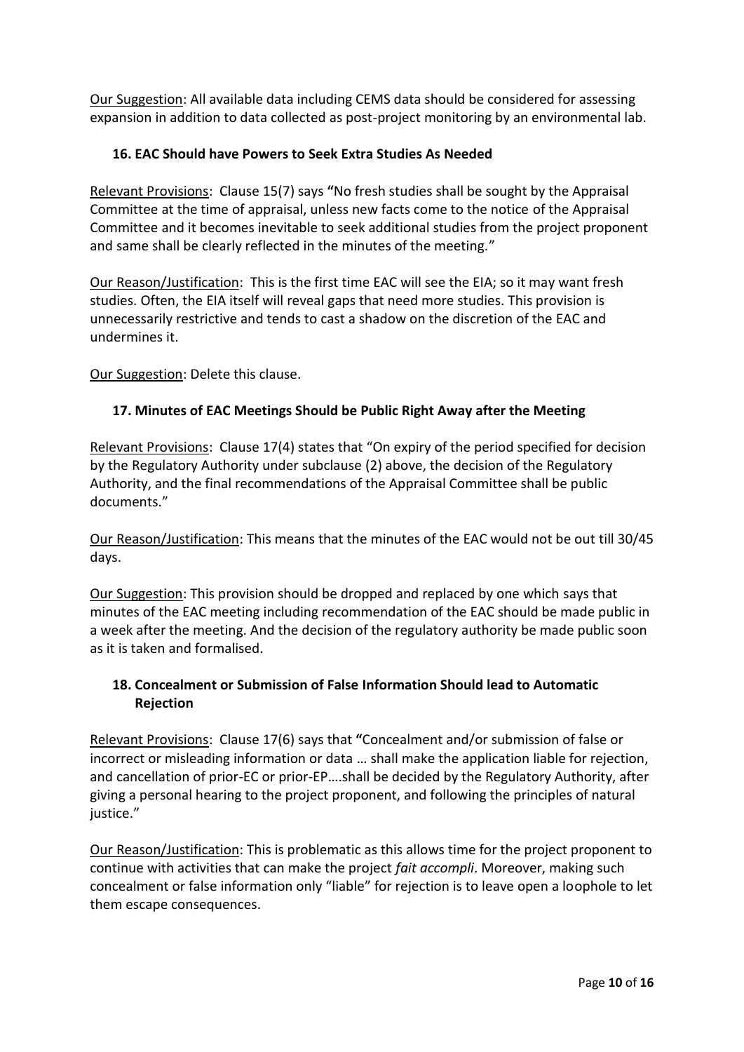Our Suggestion: All available data including CEMS data should be considered for assessing expansion in addition to data collected as post-project monitoring by an environmental lab.

### 16. EAC Should have Powers to Seek Extra Studies As Needed

Relevant Provisions: Clause 15(7) says **"**No fresh studies shall be sought by the Appraisal Committee at the time of appraisal, unless new facts come to the notice of the Appraisal Committee and it becomes inevitable to seek additional studies from the project proponent and same shall be clearly reflected in the minutes of the meeting."

Our Reason/Justification: This is the first time EAC will see the EIA; so it may want fresh studies. Often, the EIA itself will reveal gaps that need more studies. This provision is unnecessarily restrictive and tends to cast a shadow on the discretion of the EAC and undermines it.

Our Suggestion: Delete this clause.

### 17. Minutes of EAC Meetings Should be Public Right Away after the Meeting

Relevant Provisions: Clause 17(4) states that "On expiry of the period specified for decision by the Regulatory Authority under subclause (2) above, the decision of the Regulatory Authority, and the final recommendations of the Appraisal Committee shall be public documents."

Our Reason/Justification: This means that the minutes of the EAC would not be out till 30/45 days.

Our Suggestion: This provision should be dropped and replaced by one which says that minutes of the EAC meeting including recommendation of the EAC should be made public in a week after the meeting. And the decision of the regulatory authority be made public soon as it is taken and formalised.

### 18. Concealment or Submission of False Information Should lead to Automatic Rejection

Relevant Provisions: Clause 17(6) says that **"**Concealment and/or submission of false or incorrect or misleading information or data … shall make the application liable for rejection, and cancellation of prior-EC or prior-EP….shall be decided by the Regulatory Authority, after giving a personal hearing to the project proponent, and following the principles of natural justice."

Our Reason/Justification: This is problematic as this allows time for the project proponent to continue with activities that can make the project *fait accompli*. Moreover, making such concealment or false information only "liable" for rejection is to leave open a loophole to let them escape consequences.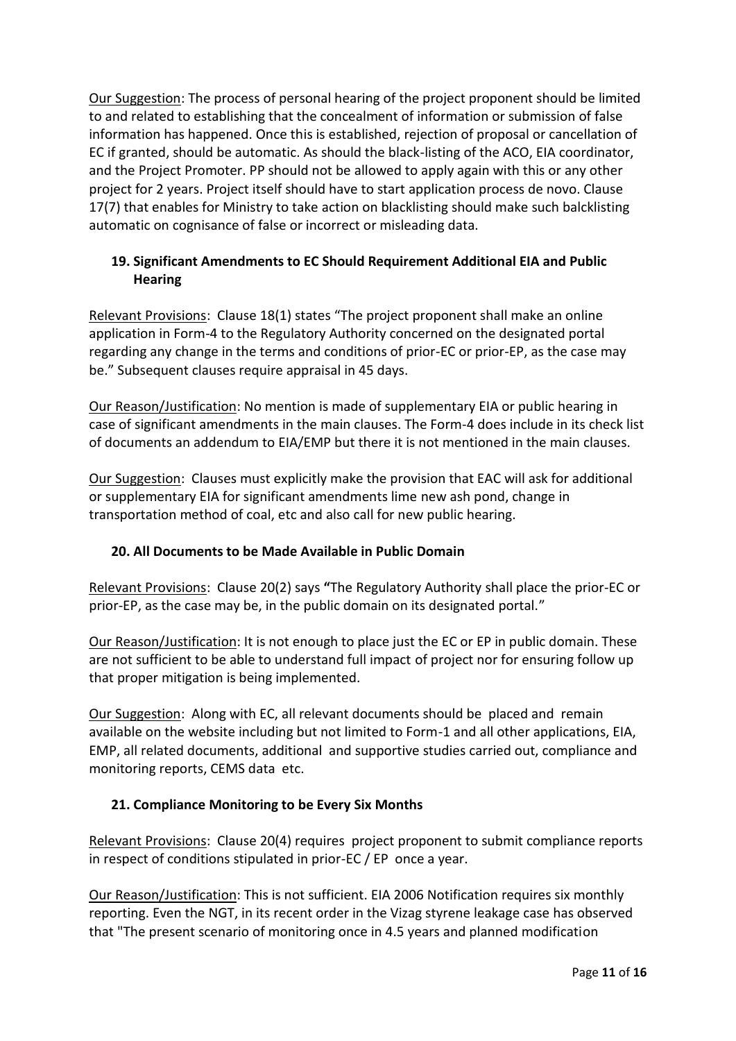Our Suggestion: The process of personal hearing of the project proponent should be limited to and related to establishing that the concealment of information or submission of false information has happened. Once this is established, rejection of proposal or cancellation of EC if granted, should be automatic. As should the black-listing of the ACO, EIA coordinator, and the Project Promoter. PP should not be allowed to apply again with this or any other project for 2 years. Project itself should have to start application process de novo. Clause 17(7) that enables for Ministry to take action on blacklisting should make such balcklisting automatic on cognisance of false or incorrect or misleading data.

### 19. Significant Amendments to EC Should Requirement Additional EIA and Public Hearing

Relevant Provisions: Clause 18(1) states "The project proponent shall make an online application in Form-4 to the Regulatory Authority concerned on the designated portal regarding any change in the terms and conditions of prior-EC or prior-EP, as the case may be." Subsequent clauses require appraisal in 45 days.

Our Reason/Justification: No mention is made of supplementary EIA or public hearing in case of significant amendments in the main clauses. The Form-4 does include in its check list of documents an addendum to EIA/EMP but there it is not mentioned in the main clauses.

Our Suggestion: Clauses must explicitly make the provision that EAC will ask for additional or supplementary EIA for significant amendments lime new ash pond, change in transportation method of coal, etc and also call for new public hearing.

### 20. All Documents to be Made Available in Public Domain

Relevant Provisions: Clause 20(2) says **"**The Regulatory Authority shall place the prior-EC or prior-EP, as the case may be, in the public domain on its designated portal."

Our Reason/Justification: It is not enough to place just the EC or EP in public domain. These are not sufficient to be able to understand full impact of project nor for ensuring follow up that proper mitigation is being implemented.

Our Suggestion: Along with EC, all relevant documents should be placed and remain available on the website including but not limited to Form-1 and all other applications, EIA, EMP, all related documents, additional and supportive studies carried out, compliance and monitoring reports, CEMS data etc.

### 21. Compliance Monitoring to be Every Six Months

Relevant Provisions: Clause 20(4) requires project proponent to submit compliance reports in respect of conditions stipulated in prior-EC / EP once a year.

Our Reason/Justification: This is not sufficient. EIA 2006 Notification requires six monthly reporting. Even the NGT, in its recent order in the Vizag styrene leakage case has observed that "The present scenario of monitoring once in 4.5 years and planned modification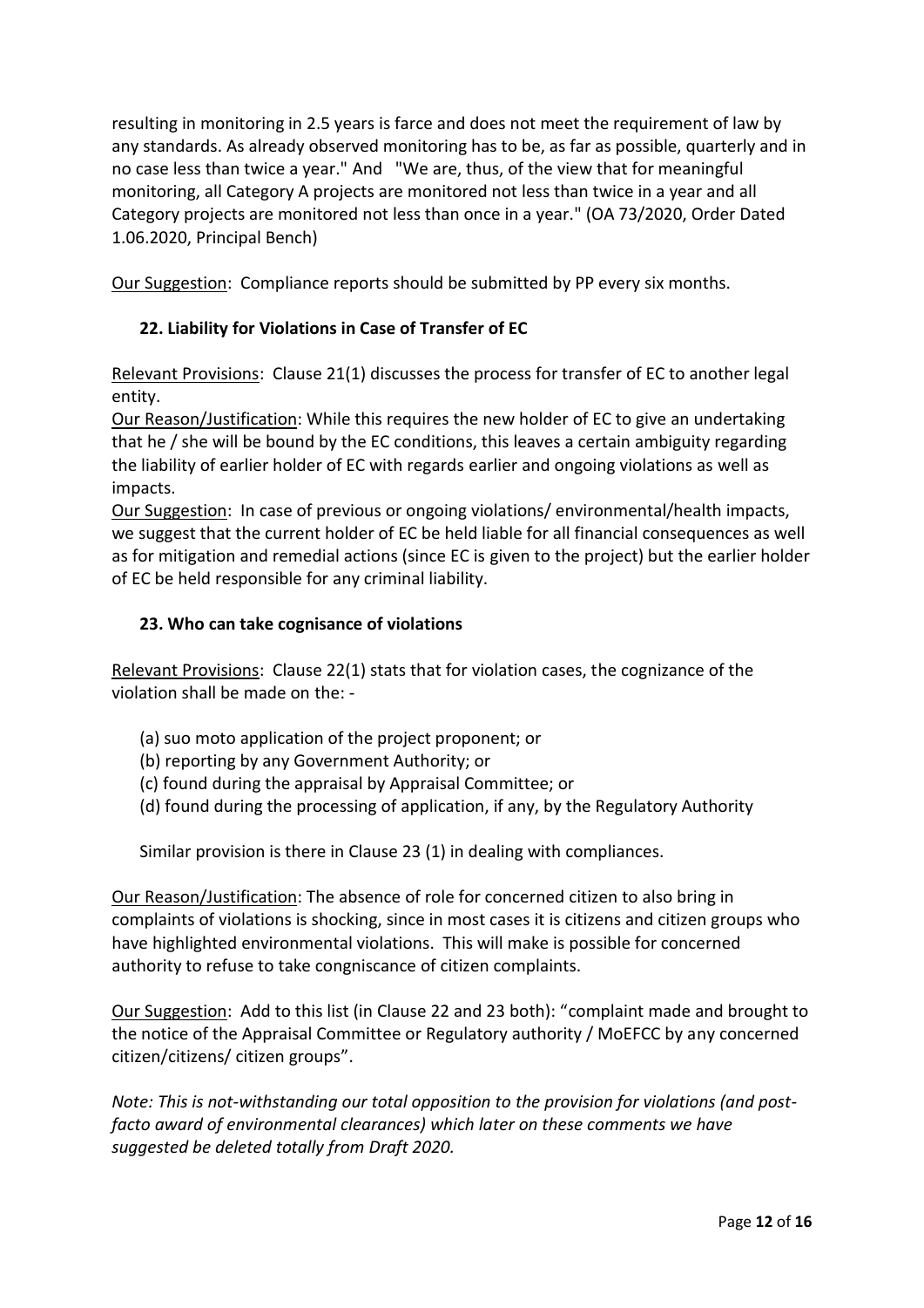resulting in monitoring in 2.5 years is farce and does not meet the requirement of law by any standards. As already observed monitoring has to be, as far as possible, quarterly and in no case less than twice a year." And "We are, thus, of the view that for meaningful monitoring, all Category A projects are monitored not less than twice in a year and all Category projects are monitored not less than once in a year." (OA 73/2020, Order Dated 1.06.2020, Principal Bench)

Our Suggestion: Compliance reports should be submitted by PP every six months.

### 22. Liability for Violations in Case of Transfer of EC

Relevant Provisions: Clause 21(1) discusses the process for transfer of EC to another legal entity.

Our Reason/Justification: While this requires the new holder of EC to give an undertaking that he / she will be bound by the EC conditions, this leaves a certain ambiguity regarding the liability of earlier holder of EC with regards earlier and ongoing violations as well as impacts.

Our Suggestion: In case of previous or ongoing violations/ environmental/health impacts, we suggest that the current holder of EC be held liable for all financial consequences as well as for mitigation and remedial actions (since EC is given to the project) but the earlier holder of EC be held responsible for any criminal liability.

### 23. Who can take cognisance of violations

Relevant Provisions: Clause 22(1) stats that for violation cases, the cognizance of the violation shall be made on the: -

(a) suo moto application of the project proponent; or
(b) reporting by any Government Authority; or
(c) found during the appraisal by Appraisal Committee; or
(d) found during the processing of application, if any, by the Regulatory Authority

Similar provision is there in Clause 23 (1) in dealing with compliances.

Our Reason/Justification: The absence of role for concerned citizen to also bring in complaints of violations is shocking, since in most cases it is citizens and citizen groups who have highlighted environmental violations. This will make is possible for concerned authority to refuse to take congniscance of citizen complaints.

Our Suggestion: Add to this list (in Clause 22 and 23 both): "complaint made and brought to the notice of the Appraisal Committee or Regulatory authority / MoEFCC by any concerned citizen/citizens/ citizen groups".

*Note: This is not-withstanding our total opposition to the provision for violations (and post-facto award of environmental clearances) which later on these comments we have suggested be deleted totally from Draft 2020.*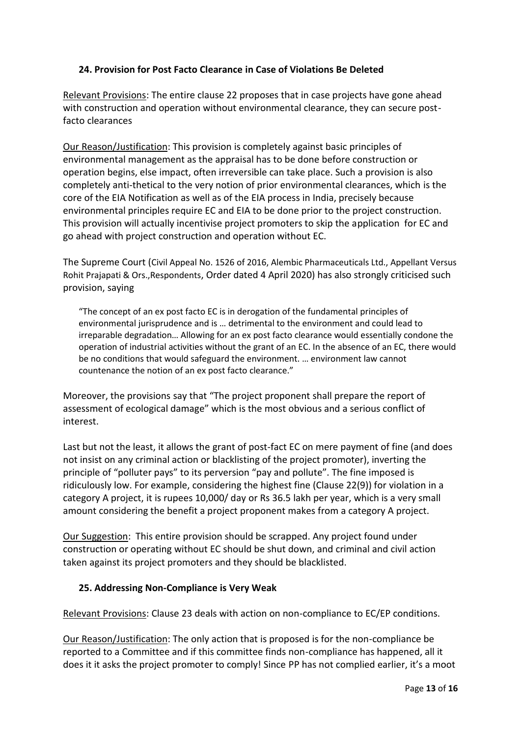### 24. Provision for Post Facto Clearance in Case of Violations Be Deleted

Relevant Provisions: The entire clause 22 proposes that in case projects have gone ahead with construction and operation without environmental clearance, they can secure post-facto clearances

Our Reason/Justification: This provision is completely against basic principles of environmental management as the appraisal has to be done before construction or operation begins, else impact, often irreversible can take place. Such a provision is also completely anti-thetical to the very notion of prior environmental clearances, which is the core of the EIA Notification as well as of the EIA process in India, precisely because environmental principles require EC and EIA to be done prior to the project construction. This provision will actually incentivise project promoters to skip the application for EC and go ahead with project construction and operation without EC.

The Supreme Court (Civil Appeal No. 1526 of 2016, Alembic Pharmaceuticals Ltd., Appellant Versus Rohit Prajapati & Ors.,Respondents, Order dated 4 April 2020) has also strongly criticised such provision, saying

> "The concept of an ex post facto EC is in derogation of the fundamental principles of environmental jurisprudence and is … detrimental to the environment and could lead to irreparable degradation… Allowing for an ex post facto clearance would essentially condone the operation of industrial activities without the grant of an EC. In the absence of an EC, there would be no conditions that would safeguard the environment. … environment law cannot countenance the notion of an ex post facto clearance."

Moreover, the provisions say that "The project proponent shall prepare the report of assessment of ecological damage" which is the most obvious and a serious conflict of interest.

Last but not the least, it allows the grant of post-fact EC on mere payment of fine (and does not insist on any criminal action or blacklisting of the project promoter), inverting the principle of "polluter pays" to its perversion "pay and pollute". The fine imposed is ridiculously low. For example, considering the highest fine (Clause 22(9)) for violation in a category A project, it is rupees 10,000/ day or Rs 36.5 lakh per year, which is a very small amount considering the benefit a project proponent makes from a category A project.

Our Suggestion: This entire provision should be scrapped. Any project found under construction or operating without EC should be shut down, and criminal and civil action taken against its project promoters and they should be blacklisted.

### 25. Addressing Non-Compliance is Very Weak

Relevant Provisions: Clause 23 deals with action on non-compliance to EC/EP conditions.

Our Reason/Justification: The only action that is proposed is for the non-compliance be reported to a Committee and if this committee finds non-compliance has happened, all it does it it asks the project promoter to comply! Since PP has not complied earlier, it's a moot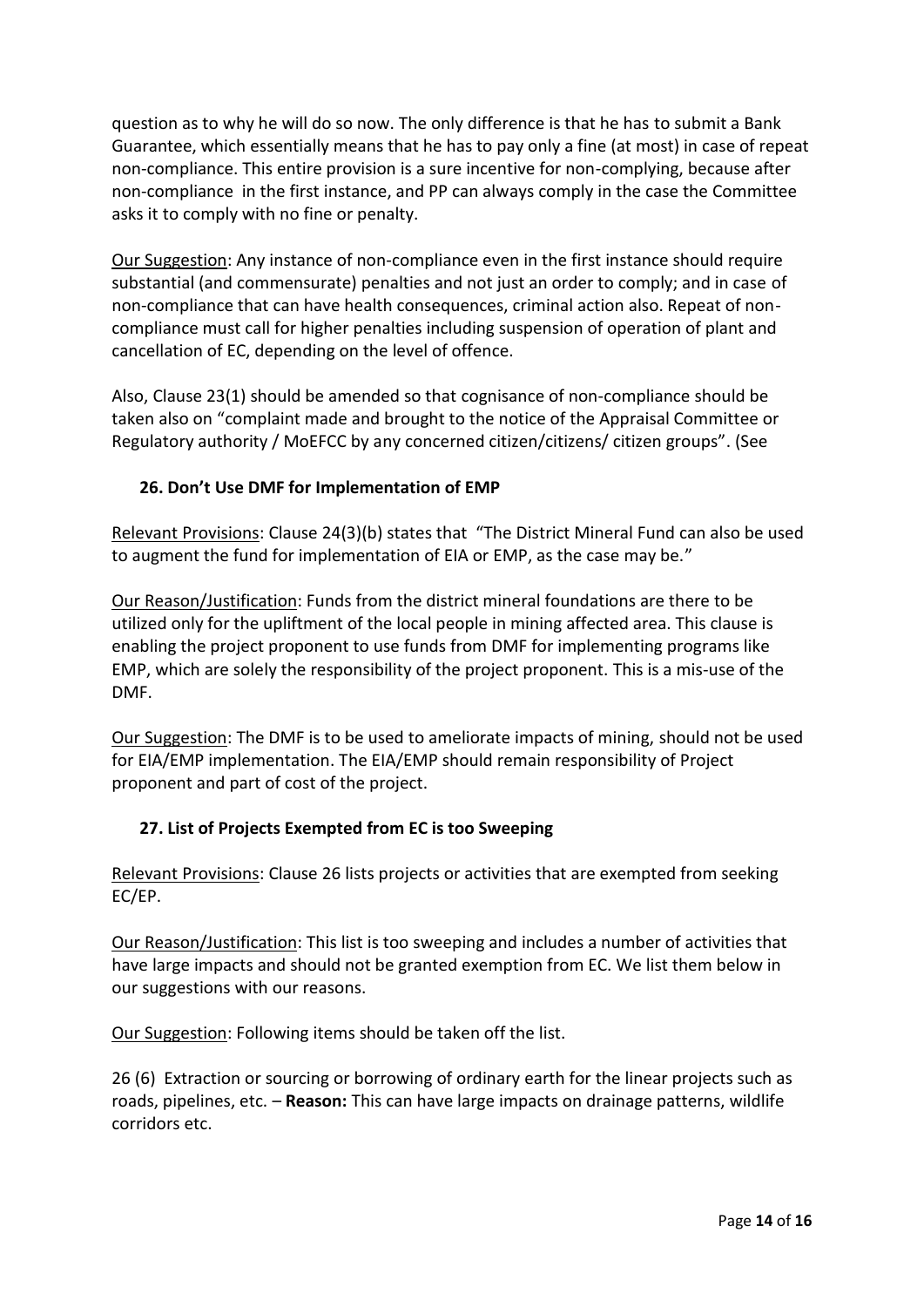question as to why he will do so now. The only difference is that he has to submit a Bank Guarantee, which essentially means that he has to pay only a fine (at most) in case of repeat non-compliance. This entire provision is a sure incentive for non-complying, because after non-compliance in the first instance, and PP can always comply in the case the Committee asks it to comply with no fine or penalty.

Our Suggestion: Any instance of non-compliance even in the first instance should require substantial (and commensurate) penalties and not just an order to comply; and in case of non-compliance that can have health consequences, criminal action also. Repeat of non-compliance must call for higher penalties including suspension of operation of plant and cancellation of EC, depending on the level of offence.

Also, Clause 23(1) should be amended so that cognisance of non-compliance should be taken also on "complaint made and brought to the notice of the Appraisal Committee or Regulatory authority / MoEFCC by any concerned citizen/citizens/ citizen groups". (See

### 26. Don't Use DMF for Implementation of EMP

Relevant Provisions: Clause 24(3)(b) states that "The District Mineral Fund can also be used to augment the fund for implementation of EIA or EMP, as the case may be."

Our Reason/Justification: Funds from the district mineral foundations are there to be utilized only for the upliftment of the local people in mining affected area. This clause is enabling the project proponent to use funds from DMF for implementing programs like EMP, which are solely the responsibility of the project proponent. This is a mis-use of the DMF.

Our Suggestion: The DMF is to be used to ameliorate impacts of mining, should not be used for EIA/EMP implementation. The EIA/EMP should remain responsibility of Project proponent and part of cost of the project.

### 27. List of Projects Exempted from EC is too Sweeping

Relevant Provisions: Clause 26 lists projects or activities that are exempted from seeking EC/EP.

Our Reason/Justification: This list is too sweeping and includes a number of activities that have large impacts and should not be granted exemption from EC. We list them below in our suggestions with our reasons.

Our Suggestion: Following items should be taken off the list.

26 (6) Extraction or sourcing or borrowing of ordinary earth for the linear projects such as roads, pipelines, etc. – **Reason:** This can have large impacts on drainage patterns, wildlife corridors etc.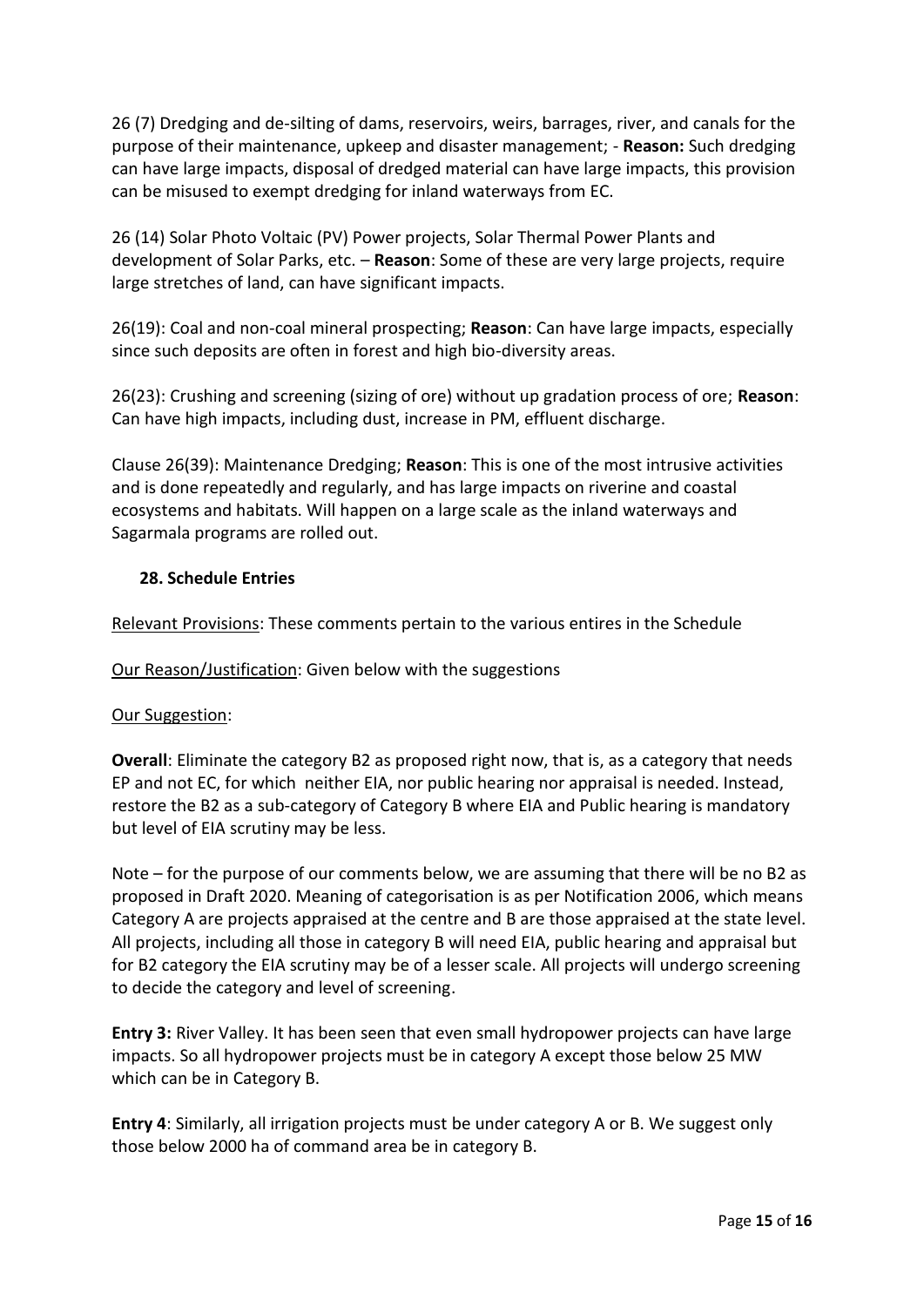26 (7) Dredging and de-silting of dams, reservoirs, weirs, barrages, river, and canals for the purpose of their maintenance, upkeep and disaster management; - **Reason:** Such dredging can have large impacts, disposal of dredged material can have large impacts, this provision can be misused to exempt dredging for inland waterways from EC.

26 (14) Solar Photo Voltaic (PV) Power projects, Solar Thermal Power Plants and development of Solar Parks, etc. – **Reason**: Some of these are very large projects, require large stretches of land, can have significant impacts.

26(19): Coal and non-coal mineral prospecting; **Reason**: Can have large impacts, especially since such deposits are often in forest and high bio-diversity areas.

26(23): Crushing and screening (sizing of ore) without up gradation process of ore; **Reason**: Can have high impacts, including dust, increase in PM, effluent discharge.

Clause 26(39): Maintenance Dredging; **Reason**: This is one of the most intrusive activities and is done repeatedly and regularly, and has large impacts on riverine and coastal ecosystems and habitats. Will happen on a large scale as the inland waterways and Sagarmala programs are rolled out.

### 28. Schedule Entries

Relevant Provisions: These comments pertain to the various entires in the Schedule

Our Reason/Justification: Given below with the suggestions

Our Suggestion:

**Overall**: Eliminate the category B2 as proposed right now, that is, as a category that needs EP and not EC, for which neither EIA, nor public hearing nor appraisal is needed. Instead, restore the B2 as a sub-category of Category B where EIA and Public hearing is mandatory but level of EIA scrutiny may be less.

Note – for the purpose of our comments below, we are assuming that there will be no B2 as proposed in Draft 2020. Meaning of categorisation is as per Notification 2006, which means Category A are projects appraised at the centre and B are those appraised at the state level. All projects, including all those in category B will need EIA, public hearing and appraisal but for B2 category the EIA scrutiny may be of a lesser scale. All projects will undergo screening to decide the category and level of screening.

**Entry 3:** River Valley. It has been seen that even small hydropower projects can have large impacts. So all hydropower projects must be in category A except those below 25 MW which can be in Category B.

**Entry 4**: Similarly, all irrigation projects must be under category A or B. We suggest only those below 2000 ha of command area be in category B.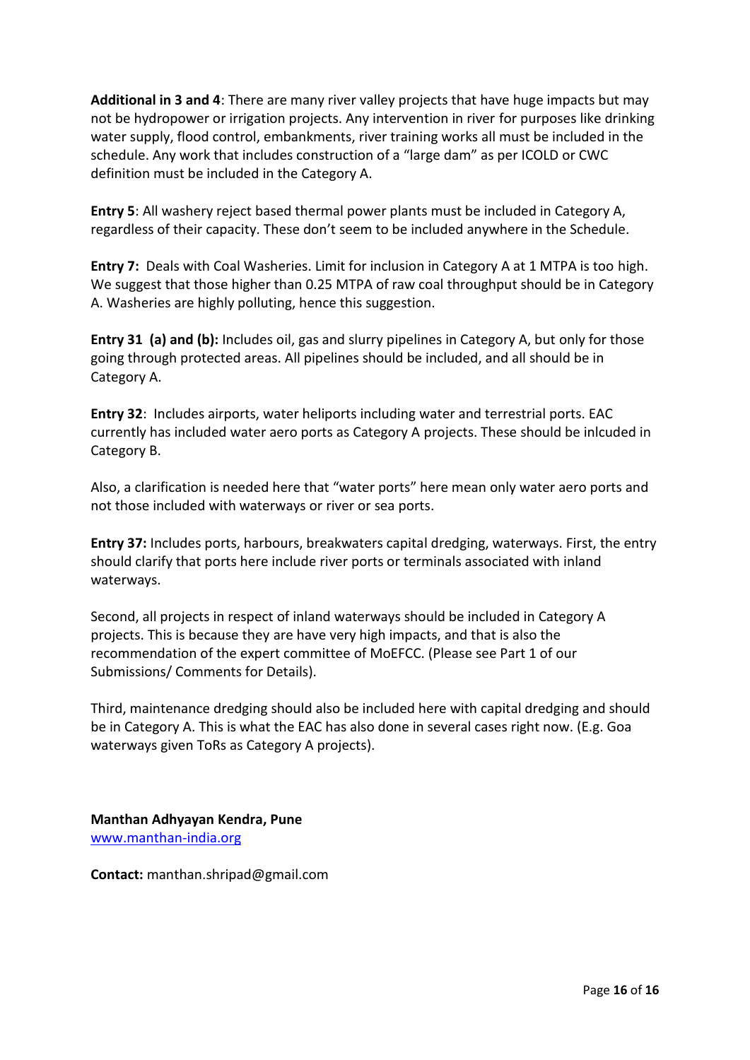**Additional in 3 and 4**: There are many river valley projects that have huge impacts but may not be hydropower or irrigation projects. Any intervention in river for purposes like drinking water supply, flood control, embankments, river training works all must be included in the schedule. Any work that includes construction of a "large dam" as per ICOLD or CWC definition must be included in the Category A.

**Entry 5**: All washery reject based thermal power plants must be included in Category A, regardless of their capacity. These don't seem to be included anywhere in the Schedule.

**Entry 7:** Deals with Coal Washeries. Limit for inclusion in Category A at 1 MTPA is too high. We suggest that those higher than 0.25 MTPA of raw coal throughput should be in Category A. Washeries are highly polluting, hence this suggestion.

**Entry 31 (a) and (b):** Includes oil, gas and slurry pipelines in Category A, but only for those going through protected areas. All pipelines should be included, and all should be in Category A.

**Entry 32**: Includes airports, water heliports including water and terrestrial ports. EAC currently has included water aero ports as Category A projects. These should be inlcuded in Category B.

Also, a clarification is needed here that "water ports" here mean only water aero ports and not those included with waterways or river or sea ports.

**Entry 37:** Includes ports, harbours, breakwaters capital dredging, waterways. First, the entry should clarify that ports here include river ports or terminals associated with inland waterways.

Second, all projects in respect of inland waterways should be included in Category A projects. This is because they are have very high impacts, and that is also the recommendation of the expert committee of MoEFCC. (Please see Part 1 of our Submissions/ Comments for Details).

Third, maintenance dredging should also be included here with capital dredging and should be in Category A. This is what the EAC has also done in several cases right now. (E.g. Goa waterways given ToRs as Category A projects).

**Manthan Adhyayan Kendra, Pune**
www.manthan-india.org

**Contact:** manthan.shripad@gmail.com